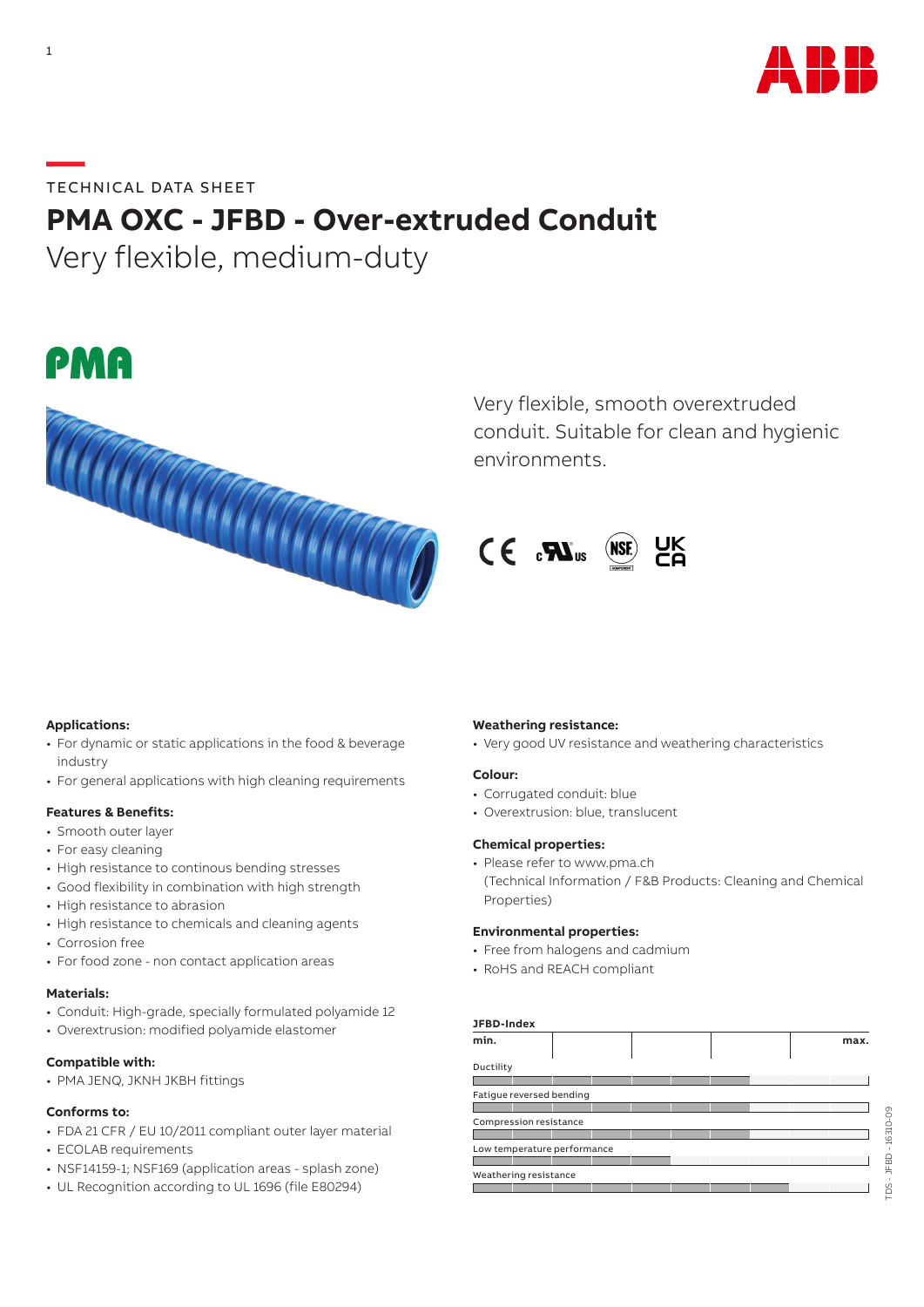TECHNICAL DATA SHEET

# PMA OXC - JFBD - Over-extruded Conduit

## Very flexible, medium-duty

Very flexible, smooth overextruded conduit. Suitable for clean and hygienic environments.

### Applications:

- For dynamic or static applications in the food & beverage industry
- For general applications with high cleaning requirements

### Features & Benefits:

- Smooth outer layer
- For easy cleaning
- High resistance to continous bending stresses
- Good flexibility in combination with high strength
- High resistance to abrasion
- High resistance to chemicals and cleaning agents
- Corrosion free
- For food zone - non contact application areas

### Materials:

- Conduit: High-grade, specially formulated polyamide 12
- Overextrusion: modified polyamide elastomer

### Compatible with:

- PMA JENQ, JKNH JKBH fittings

### Conforms to:

- FDA 21 CFR / EU 10/2011 compliant outer layer material
- ECOLAB requirements
- NSF14159-1; NSF169 (application areas - splash zone)
- UL Recognition according to UL 1696 (file E80294)

### Weathering resistance:

- Very good UV resistance and weathering characteristics

### Colour:

- Corrugated conduit: blue
- Overextrusion: blue, translucent

### Chemical properties:

- Please refer to www.pma.ch (Technical Information / F&B Products: Cleaning and Chemical Properties)

### Environmental properties:

- Free from halogens and cadmium
- RoHS and REACH compliant

### JFBD-Index

| Property | min. → max. (scale of 10) |
|---|---|
| Ductility | 7 |
| Fatigue reversed bending | 7 |
| Compression resistance | 7 |
| Low temperature performance | 5 |
| Weathering resistance | 8 |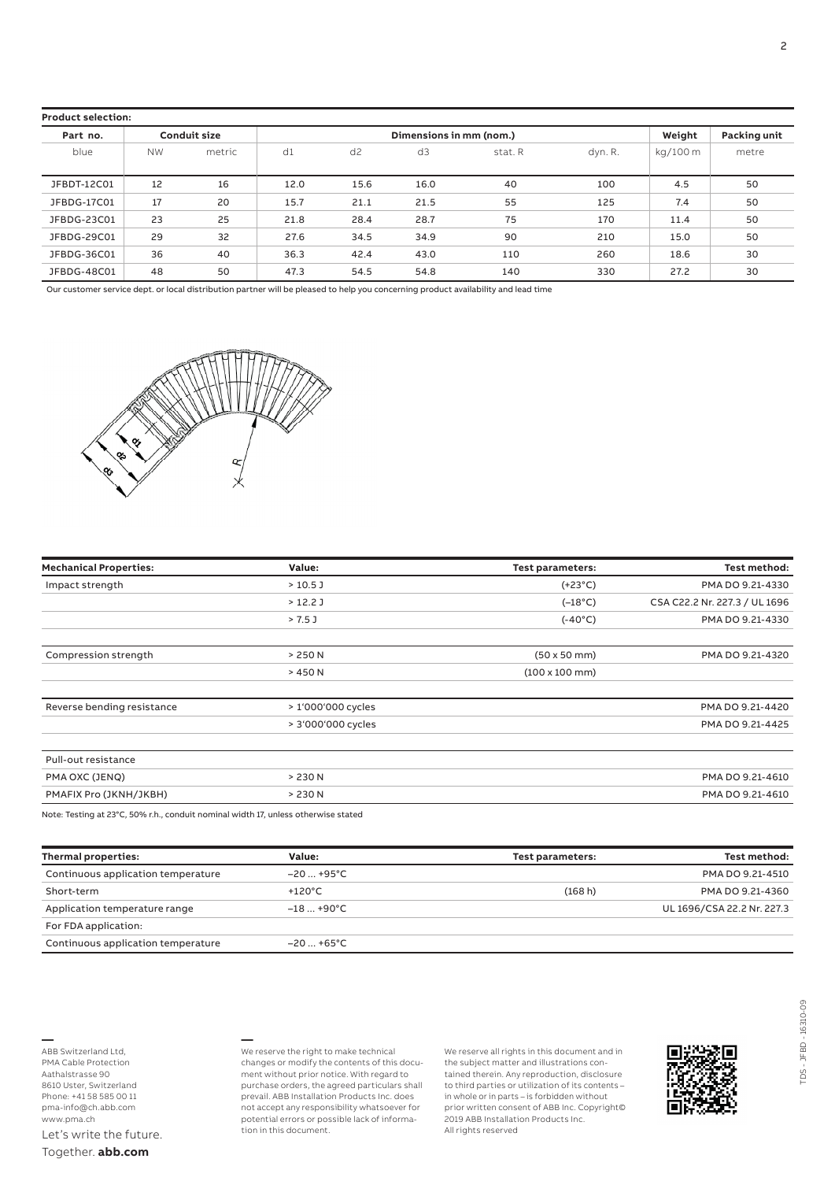**Product selection:**

| Part no. | Conduit size | | Dimensions in mm (nom.) | | | | | Weight | Packing unit |
|---|---|---|---|---|---|---|---|---|---|
| blue | NW | metric | d1 | d2 | d3 | stat. R | dyn. R. | kg/100 m | metre |
| JFBDT-12C01 | 12 | 16 | 12.0 | 15.6 | 16.0 | 40 | 100 | 4.5 | 50 |
| JFBDG-17C01 | 17 | 20 | 15.7 | 21.1 | 21.5 | 55 | 125 | 7.4 | 50 |
| JFBDG-23C01 | 23 | 25 | 21.8 | 28.4 | 28.7 | 75 | 170 | 11.4 | 50 |
| JFBDG-29C01 | 29 | 32 | 27.6 | 34.5 | 34.9 | 90 | 210 | 15.0 | 50 |
| JFBDG-36C01 | 36 | 40 | 36.3 | 42.4 | 43.0 | 110 | 260 | 18.6 | 30 |
| JFBDG-48C01 | 48 | 50 | 47.3 | 54.5 | 54.8 | 140 | 330 | 27.2 | 30 |

Our customer service dept. or local distribution partner will be pleased to help you concerning product availability and lead time

d1
d2
d3
R

| Mechanical Properties: | Value: | Test parameters: | Test method: |
|---|---|---|---|
| Impact strength | > 10.5 J | (+23°C) | PMA DO 9.21-4330 |
| | > 12.2 J | (–18°C) | CSA C22.2 Nr. 227.3 / UL 1696 |
| | > 7.5 J | (-40°C) | PMA DO 9.21-4330 |
| Compression strength | > 250 N | (50 x 50 mm) | PMA DO 9.21-4320 |
| | > 450 N | (100 x 100 mm) | |
| Reverse bending resistance | > 1'000'000 cycles | | PMA DO 9.21-4420 |
| | > 3'000'000 cycles | | PMA DO 9.21-4425 |
| Pull-out resistance | | | |
| PMA OXC (JENQ) | > 230 N | | PMA DO 9.21-4610 |
| PMAFIX Pro (JKNH/JKBH) | > 230 N | | PMA DO 9.21-4610 |

Note: Testing at 23°C, 50% r.h., conduit nominal width 17, unless otherwise stated

| Thermal properties: | Value: | Test parameters: | Test method: |
|---|---|---|---|
| Continuous application temperature | –20 ... +95°C | | PMA DO 9.21-4510 |
| Short-term | +120°C | (168 h) | PMA DO 9.21-4360 |
| Application temperature range | –18 ... +90°C | | UL 1696/CSA 22.2 Nr. 227.3 |
| For FDA application: | | | |
| Continuous application temperature | –20 ... +65°C | | |

ABB Switzerland Ltd,
PMA Cable Protection
Aathalstrasse 90
8610 Uster, Switzerland
Phone: +41 58 585 00 11
pma-info@ch.abb.com
www.pma.ch

Let's write the future.
Together. **abb.com**

We reserve the right to make technical changes or modify the contents of this document without prior notice. With regard to purchase orders, the agreed particulars shall prevail. ABB Installation Products Inc. does not accept any responsibility whatsoever for potential errors or possible lack of information in this document.

We reserve all rights in this document and in the subject matter and illustrations contained therein. Any reproduction, disclosure to third parties or utilization of its contents – in whole or in parts – is forbidden without prior written consent of ABB Inc. Copyright© 2019 ABB Installation Products Inc. All rights reserved

TDS - JFBD - 16310-09